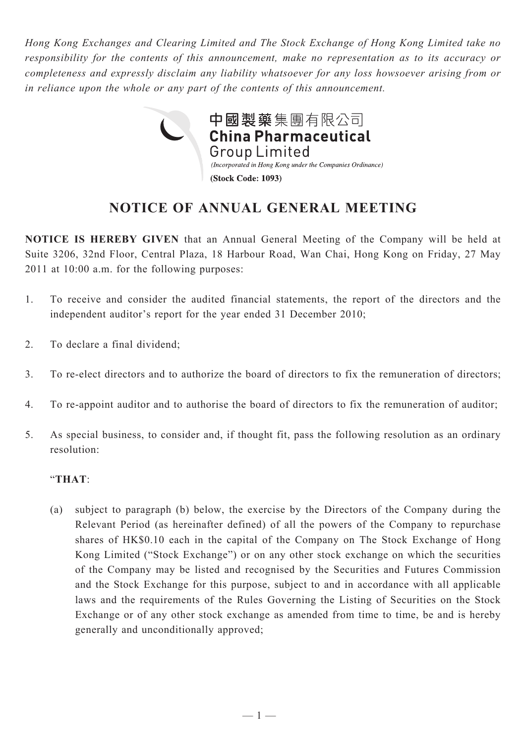*Hong Kong Exchanges and Clearing Limited and The Stock Exchange of Hong Kong Limited take no responsibility for the contents of this announcement, make no representation as to its accuracy or completeness and expressly disclaim any liability whatsoever for any loss howsoever arising from or in reliance upon the whole or any part of the contents of this announcement.*

**中國製藥集團有限公司**
**China Pharmaceutical Group Limited**
*(Incorporated in Hong Kong under the Companies Ordinance)*
**(Stock Code: 1093)**

# NOTICE OF ANNUAL GENERAL MEETING

**NOTICE IS HEREBY GIVEN** that an Annual General Meeting of the Company will be held at Suite 3206, 32nd Floor, Central Plaza, 18 Harbour Road, Wan Chai, Hong Kong on Friday, 27 May 2011 at 10:00 a.m. for the following purposes:

1. To receive and consider the audited financial statements, the report of the directors and the independent auditor's report for the year ended 31 December 2010;

2. To declare a final dividend;

3. To re-elect directors and to authorize the board of directors to fix the remuneration of directors;

4. To re-appoint auditor and to authorise the board of directors to fix the remuneration of auditor;

5. As special business, to consider and, if thought fit, pass the following resolution as an ordinary resolution:

   "**THAT**:

   (a) subject to paragraph (b) below, the exercise by the Directors of the Company during the Relevant Period (as hereinafter defined) of all the powers of the Company to repurchase shares of HK$0.10 each in the capital of the Company on The Stock Exchange of Hong Kong Limited ("Stock Exchange") or on any other stock exchange on which the securities of the Company may be listed and recognised by the Securities and Futures Commission and the Stock Exchange for this purpose, subject to and in accordance with all applicable laws and the requirements of the Rules Governing the Listing of Securities on the Stock Exchange or of any other stock exchange as amended from time to time, be and is hereby generally and unconditionally approved;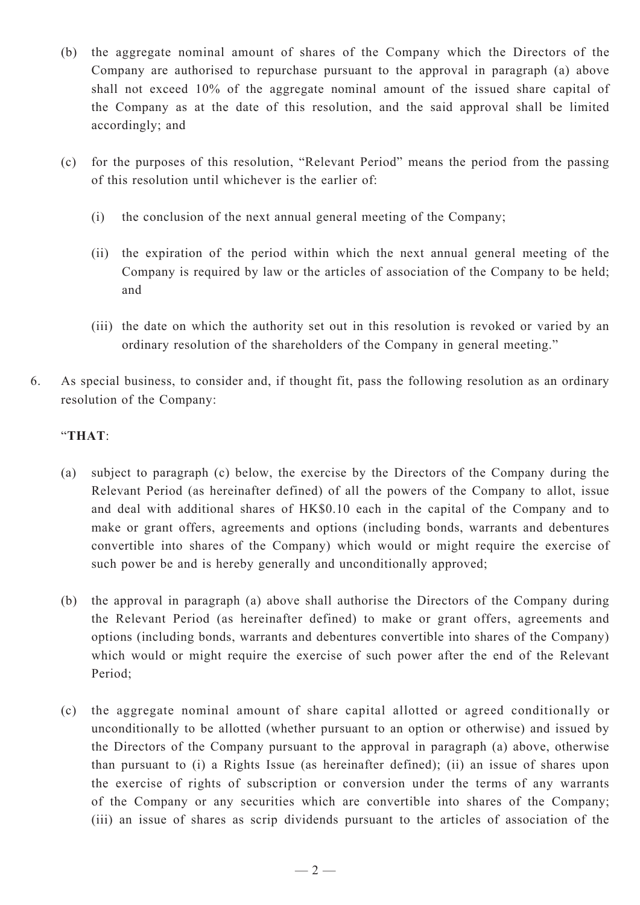(b) the aggregate nominal amount of shares of the Company which the Directors of the Company are authorised to repurchase pursuant to the approval in paragraph (a) above shall not exceed 10% of the aggregate nominal amount of the issued share capital of the Company as at the date of this resolution, and the said approval shall be limited accordingly; and

(c) for the purposes of this resolution, "Relevant Period" means the period from the passing of this resolution until whichever is the earlier of:

(i) the conclusion of the next annual general meeting of the Company;

(ii) the expiration of the period within which the next annual general meeting of the Company is required by law or the articles of association of the Company to be held; and

(iii) the date on which the authority set out in this resolution is revoked or varied by an ordinary resolution of the shareholders of the Company in general meeting."

6. As special business, to consider and, if thought fit, pass the following resolution as an ordinary resolution of the Company:

"**THAT**:

(a) subject to paragraph (c) below, the exercise by the Directors of the Company during the Relevant Period (as hereinafter defined) of all the powers of the Company to allot, issue and deal with additional shares of HK$0.10 each in the capital of the Company and to make or grant offers, agreements and options (including bonds, warrants and debentures convertible into shares of the Company) which would or might require the exercise of such power be and is hereby generally and unconditionally approved;

(b) the approval in paragraph (a) above shall authorise the Directors of the Company during the Relevant Period (as hereinafter defined) to make or grant offers, agreements and options (including bonds, warrants and debentures convertible into shares of the Company) which would or might require the exercise of such power after the end of the Relevant Period;

(c) the aggregate nominal amount of share capital allotted or agreed conditionally or unconditionally to be allotted (whether pursuant to an option or otherwise) and issued by the Directors of the Company pursuant to the approval in paragraph (a) above, otherwise than pursuant to (i) a Rights Issue (as hereinafter defined); (ii) an issue of shares upon the exercise of rights of subscription or conversion under the terms of any warrants of the Company or any securities which are convertible into shares of the Company; (iii) an issue of shares as scrip dividends pursuant to the articles of association of the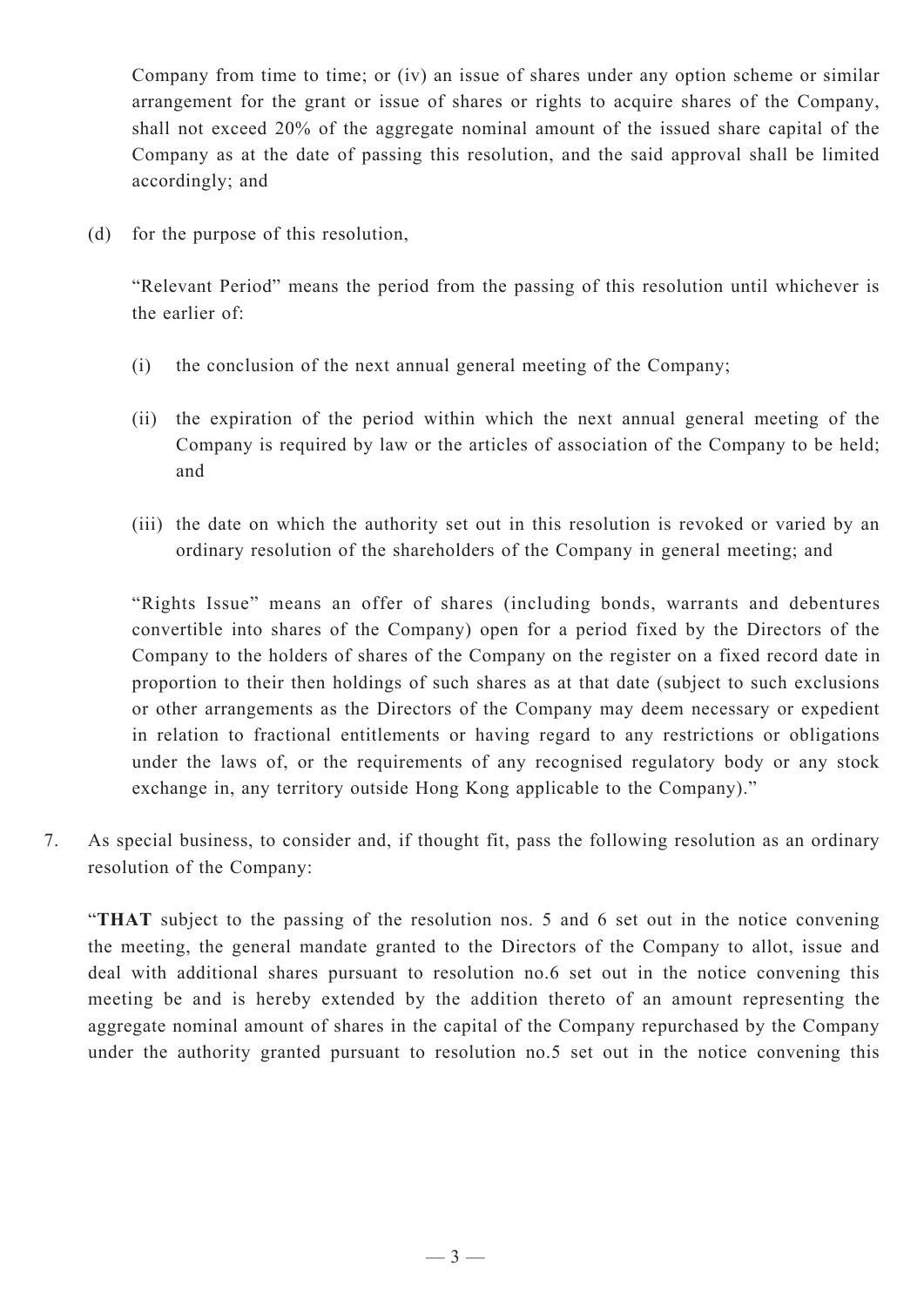Company from time to time; or (iv) an issue of shares under any option scheme or similar arrangement for the grant or issue of shares or rights to acquire shares of the Company, shall not exceed 20% of the aggregate nominal amount of the issued share capital of the Company as at the date of passing this resolution, and the said approval shall be limited accordingly; and

(d) for the purpose of this resolution,

"Relevant Period" means the period from the passing of this resolution until whichever is the earlier of:

(i) the conclusion of the next annual general meeting of the Company;

(ii) the expiration of the period within which the next annual general meeting of the Company is required by law or the articles of association of the Company to be held; and

(iii) the date on which the authority set out in this resolution is revoked or varied by an ordinary resolution of the shareholders of the Company in general meeting; and

"Rights Issue" means an offer of shares (including bonds, warrants and debentures convertible into shares of the Company) open for a period fixed by the Directors of the Company to the holders of shares of the Company on the register on a fixed record date in proportion to their then holdings of such shares as at that date (subject to such exclusions or other arrangements as the Directors of the Company may deem necessary or expedient in relation to fractional entitlements or having regard to any restrictions or obligations under the laws of, or the requirements of any recognised regulatory body or any stock exchange in, any territory outside Hong Kong applicable to the Company)."

7. As special business, to consider and, if thought fit, pass the following resolution as an ordinary resolution of the Company:

"**THAT** subject to the passing of the resolution nos. 5 and 6 set out in the notice convening the meeting, the general mandate granted to the Directors of the Company to allot, issue and deal with additional shares pursuant to resolution no.6 set out in the notice convening this meeting be and is hereby extended by the addition thereto of an amount representing the aggregate nominal amount of shares in the capital of the Company repurchased by the Company under the authority granted pursuant to resolution no.5 set out in the notice convening this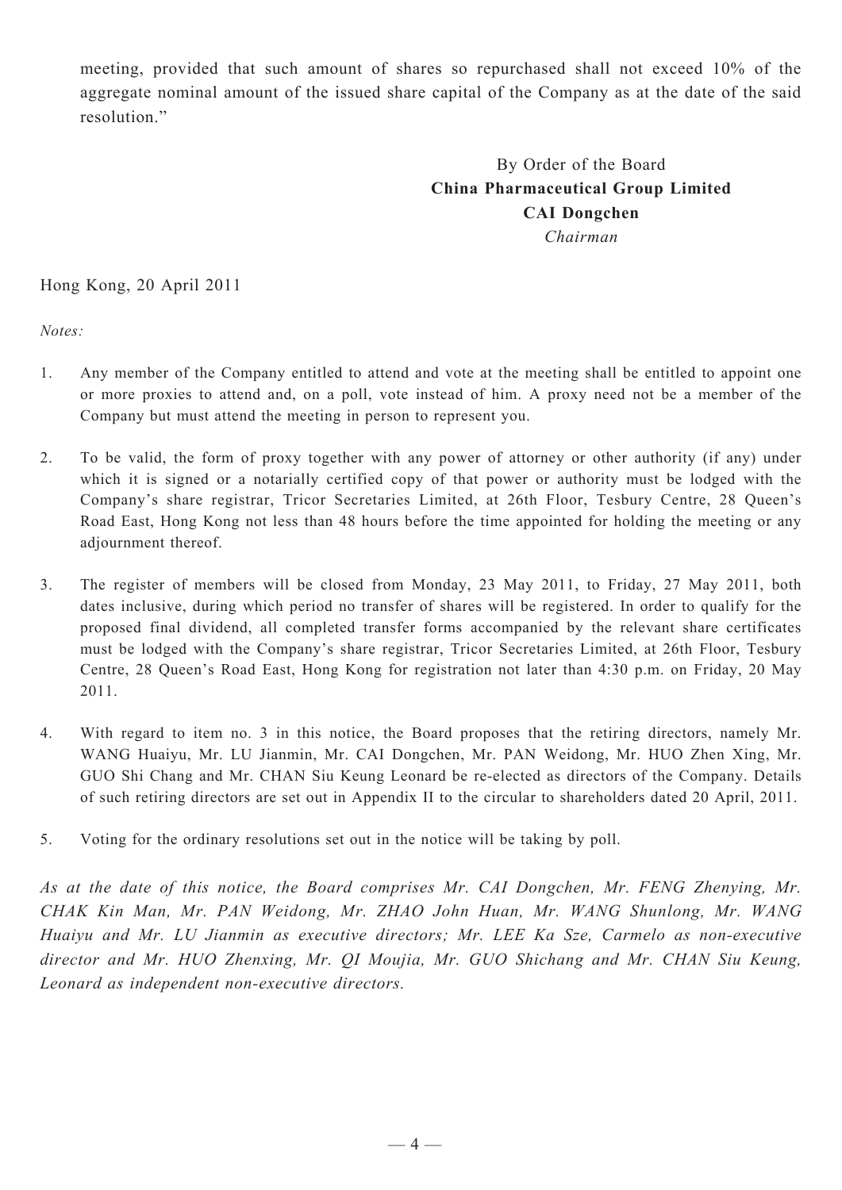meeting, provided that such amount of shares so repurchased shall not exceed 10% of the aggregate nominal amount of the issued share capital of the Company as at the date of the said resolution."

By Order of the Board
**China Pharmaceutical Group Limited**
**CAI Dongchen**
*Chairman*

Hong Kong, 20 April 2011

*Notes:*

1. Any member of the Company entitled to attend and vote at the meeting shall be entitled to appoint one or more proxies to attend and, on a poll, vote instead of him. A proxy need not be a member of the Company but must attend the meeting in person to represent you.

2. To be valid, the form of proxy together with any power of attorney or other authority (if any) under which it is signed or a notarially certified copy of that power or authority must be lodged with the Company's share registrar, Tricor Secretaries Limited, at 26th Floor, Tesbury Centre, 28 Queen's Road East, Hong Kong not less than 48 hours before the time appointed for holding the meeting or any adjournment thereof.

3. The register of members will be closed from Monday, 23 May 2011, to Friday, 27 May 2011, both dates inclusive, during which period no transfer of shares will be registered. In order to qualify for the proposed final dividend, all completed transfer forms accompanied by the relevant share certificates must be lodged with the Company's share registrar, Tricor Secretaries Limited, at 26th Floor, Tesbury Centre, 28 Queen's Road East, Hong Kong for registration not later than 4:30 p.m. on Friday, 20 May 2011.

4. With regard to item no. 3 in this notice, the Board proposes that the retiring directors, namely Mr. WANG Huaiyu, Mr. LU Jianmin, Mr. CAI Dongchen, Mr. PAN Weidong, Mr. HUO Zhen Xing, Mr. GUO Shi Chang and Mr. CHAN Siu Keung Leonard be re-elected as directors of the Company. Details of such retiring directors are set out in Appendix II to the circular to shareholders dated 20 April, 2011.

5. Voting for the ordinary resolutions set out in the notice will be taking by poll.

*As at the date of this notice, the Board comprises Mr. CAI Dongchen, Mr. FENG Zhenying, Mr. CHAK Kin Man, Mr. PAN Weidong, Mr. ZHAO John Huan, Mr. WANG Shunlong, Mr. WANG Huaiyu and Mr. LU Jianmin as executive directors; Mr. LEE Ka Sze, Carmelo as non-executive director and Mr. HUO Zhenxing, Mr. QI Moujia, Mr. GUO Shichang and Mr. CHAN Siu Keung, Leonard as independent non-executive directors.*